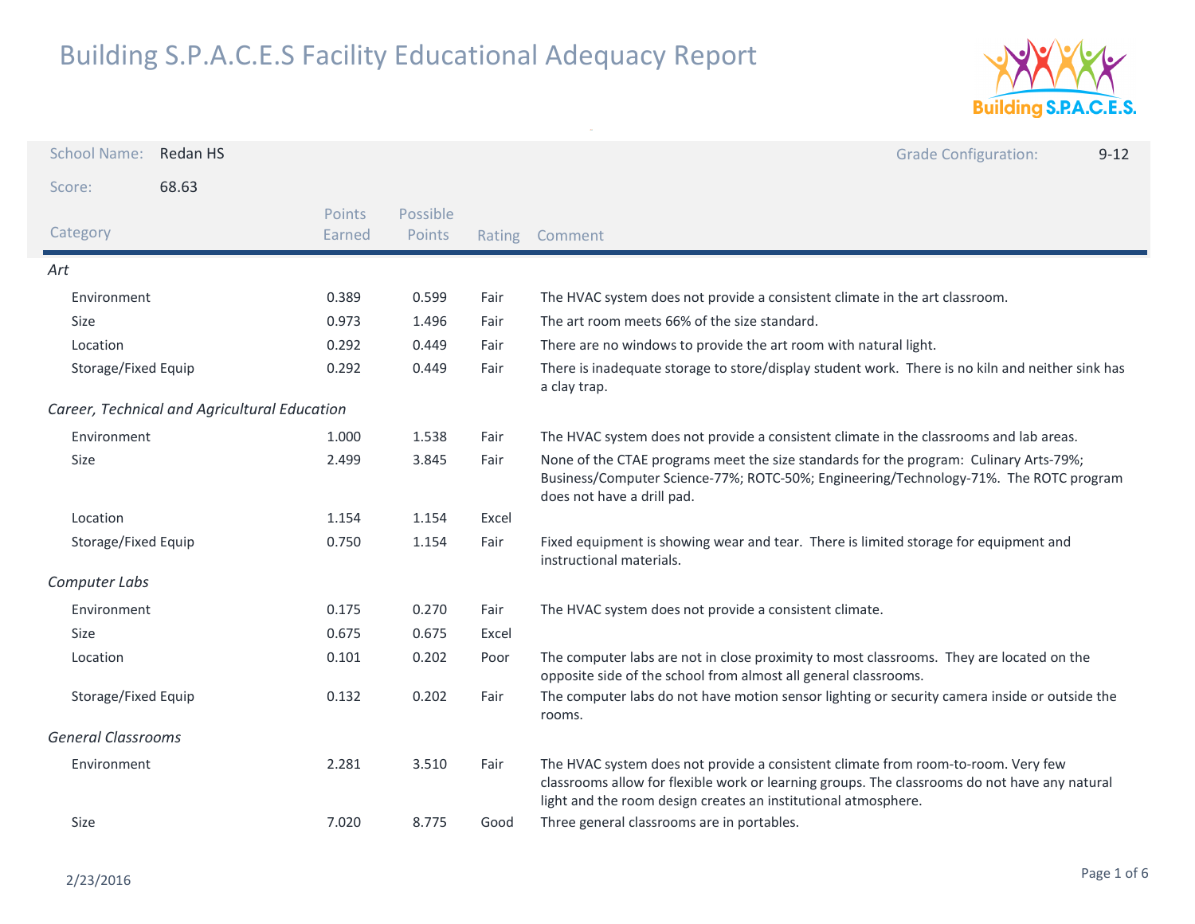# Building S.P.A.C.E.S Facility Educational Adequacy Report

School Name: Redan HS

Grade Configuration: 9-12

Score: 68.63

| Category | Points Earned | Possible Points | Rating | Comment |
|---|---|---|---|---|
| *Art* | | | | |
| Environment | 0.389 | 0.599 | Fair | The HVAC system does not provide a consistent climate in the art classroom. |
| Size | 0.973 | 1.496 | Fair | The art room meets 66% of the size standard. |
| Location | 0.292 | 0.449 | Fair | There are no windows to provide the art room with natural light. |
| Storage/Fixed Equip | 0.292 | 0.449 | Fair | There is inadequate storage to store/display student work. There is no kiln and neither sink has a clay trap. |
| *Career, Technical and Agricultural Education* | | | | |
| Environment | 1.000 | 1.538 | Fair | The HVAC system does not provide a consistent climate in the classrooms and lab areas. |
| Size | 2.499 | 3.845 | Fair | None of the CTAE programs meet the size standards for the program: Culinary Arts-79%; Business/Computer Science-77%; ROTC-50%; Engineering/Technology-71%. The ROTC program does not have a drill pad. |
| Location | 1.154 | 1.154 | Excel | |
| Storage/Fixed Equip | 0.750 | 1.154 | Fair | Fixed equipment is showing wear and tear. There is limited storage for equipment and instructional materials. |
| *Computer Labs* | | | | |
| Environment | 0.175 | 0.270 | Fair | The HVAC system does not provide a consistent climate. |
| Size | 0.675 | 0.675 | Excel | |
| Location | 0.101 | 0.202 | Poor | The computer labs are not in close proximity to most classrooms. They are located on the opposite side of the school from almost all general classrooms. |
| Storage/Fixed Equip | 0.132 | 0.202 | Fair | The computer labs do not have motion sensor lighting or security camera inside or outside the rooms. |
| *General Classrooms* | | | | |
| Environment | 2.281 | 3.510 | Fair | The HVAC system does not provide a consistent climate from room-to-room. Very few classrooms allow for flexible work or learning groups. The classrooms do not have any natural light and the room design creates an institutional atmosphere. |
| Size | 7.020 | 8.775 | Good | Three general classrooms are in portables. |

2/23/2016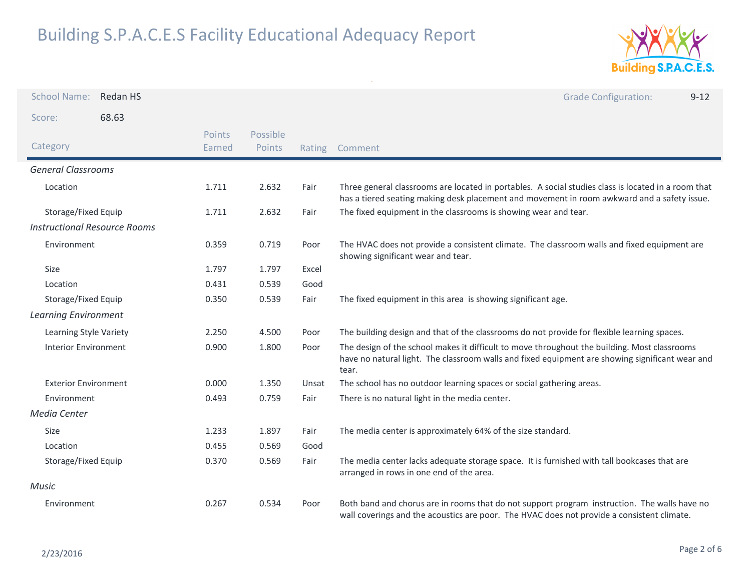# Building S.P.A.C.E.S Facility Educational Adequacy Report

School Name: Redan HS

Grade Configuration: 9-12

Score: 68.63

| Category | Points Earned | Possible Points | Rating | Comment |
|---|---|---|---|---|
| ***General Classrooms*** | | | | |
| Location | 1.711 | 2.632 | Fair | Three general classrooms are located in portables. A social studies class is located in a room that has a tiered seating making desk placement and movement in room awkward and a safety issue. |
| Storage/Fixed Equip | 1.711 | 2.632 | Fair | The fixed equipment in the classrooms is showing wear and tear. |
| ***Instructional Resource Rooms*** | | | | |
| Environment | 0.359 | 0.719 | Poor | The HVAC does not provide a consistent climate. The classroom walls and fixed equipment are showing significant wear and tear. |
| Size | 1.797 | 1.797 | Excel | |
| Location | 0.431 | 0.539 | Good | |
| Storage/Fixed Equip | 0.350 | 0.539 | Fair | The fixed equipment in this area is showing significant age. |
| ***Learning Environment*** | | | | |
| Learning Style Variety | 2.250 | 4.500 | Poor | The building design and that of the classrooms do not provide for flexible learning spaces. |
| Interior Environment | 0.900 | 1.800 | Poor | The design of the school makes it difficult to move throughout the building. Most classrooms have no natural light. The classroom walls and fixed equipment are showing significant wear and tear. |
| Exterior Environment | 0.000 | 1.350 | Unsat | The school has no outdoor learning spaces or social gathering areas. |
| Environment | 0.493 | 0.759 | Fair | There is no natural light in the media center. |
| ***Media Center*** | | | | |
| Size | 1.233 | 1.897 | Fair | The media center is approximately 64% of the size standard. |
| Location | 0.455 | 0.569 | Good | |
| Storage/Fixed Equip | 0.370 | 0.569 | Fair | The media center lacks adequate storage space. It is furnished with tall bookcases that are arranged in rows in one end of the area. |
| ***Music*** | | | | |
| Environment | 0.267 | 0.534 | Poor | Both band and chorus are in rooms that do not support program instruction. The walls have no wall coverings and the acoustics are poor. The HVAC does not provide a consistent climate. |

2/23/2016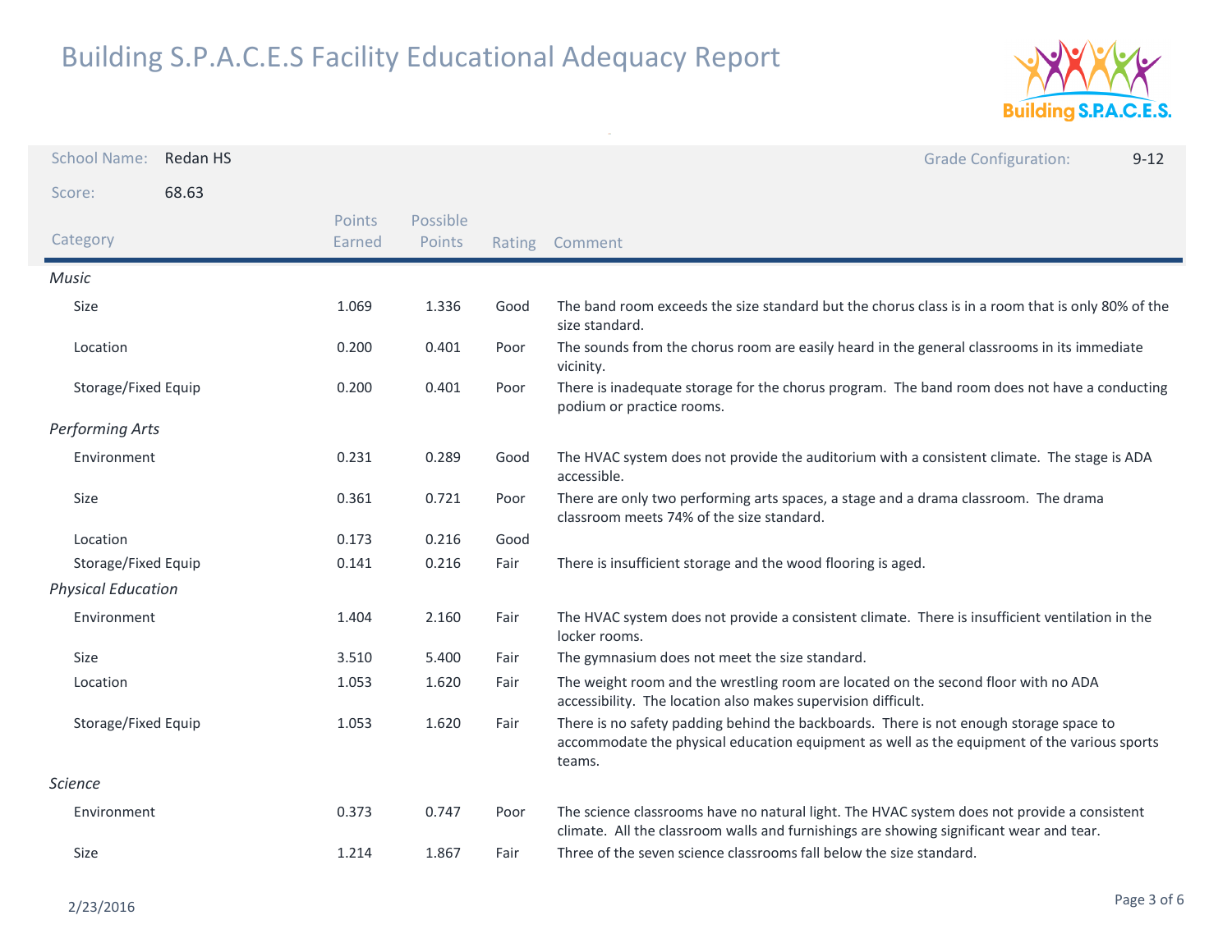# Building S.P.A.C.E.S Facility Educational Adequacy Report

School Name: Redan HS

Grade Configuration: 9-12

Score: 68.63

| Category | Points Earned | Possible Points | Rating | Comment |
|---|---|---|---|---|
| *Music* | | | | |
| Size | 1.069 | 1.336 | Good | The band room exceeds the size standard but the chorus class is in a room that is only 80% of the size standard. |
| Location | 0.200 | 0.401 | Poor | The sounds from the chorus room are easily heard in the general classrooms in its immediate vicinity. |
| Storage/Fixed Equip | 0.200 | 0.401 | Poor | There is inadequate storage for the chorus program. The band room does not have a conducting podium or practice rooms. |
| *Performing Arts* | | | | |
| Environment | 0.231 | 0.289 | Good | The HVAC system does not provide the auditorium with a consistent climate. The stage is ADA accessible. |
| Size | 0.361 | 0.721 | Poor | There are only two performing arts spaces, a stage and a drama classroom. The drama classroom meets 74% of the size standard. |
| Location | 0.173 | 0.216 | Good | |
| Storage/Fixed Equip | 0.141 | 0.216 | Fair | There is insufficient storage and the wood flooring is aged. |
| *Physical Education* | | | | |
| Environment | 1.404 | 2.160 | Fair | The HVAC system does not provide a consistent climate. There is insufficient ventilation in the locker rooms. |
| Size | 3.510 | 5.400 | Fair | The gymnasium does not meet the size standard. |
| Location | 1.053 | 1.620 | Fair | The weight room and the wrestling room are located on the second floor with no ADA accessibility. The location also makes supervision difficult. |
| Storage/Fixed Equip | 1.053 | 1.620 | Fair | There is no safety padding behind the backboards. There is not enough storage space to accommodate the physical education equipment as well as the equipment of the various sports teams. |
| *Science* | | | | |
| Environment | 0.373 | 0.747 | Poor | The science classrooms have no natural light. The HVAC system does not provide a consistent climate. All the classroom walls and furnishings are showing significant wear and tear. |
| Size | 1.214 | 1.867 | Fair | Three of the seven science classrooms fall below the size standard. |

2/23/2016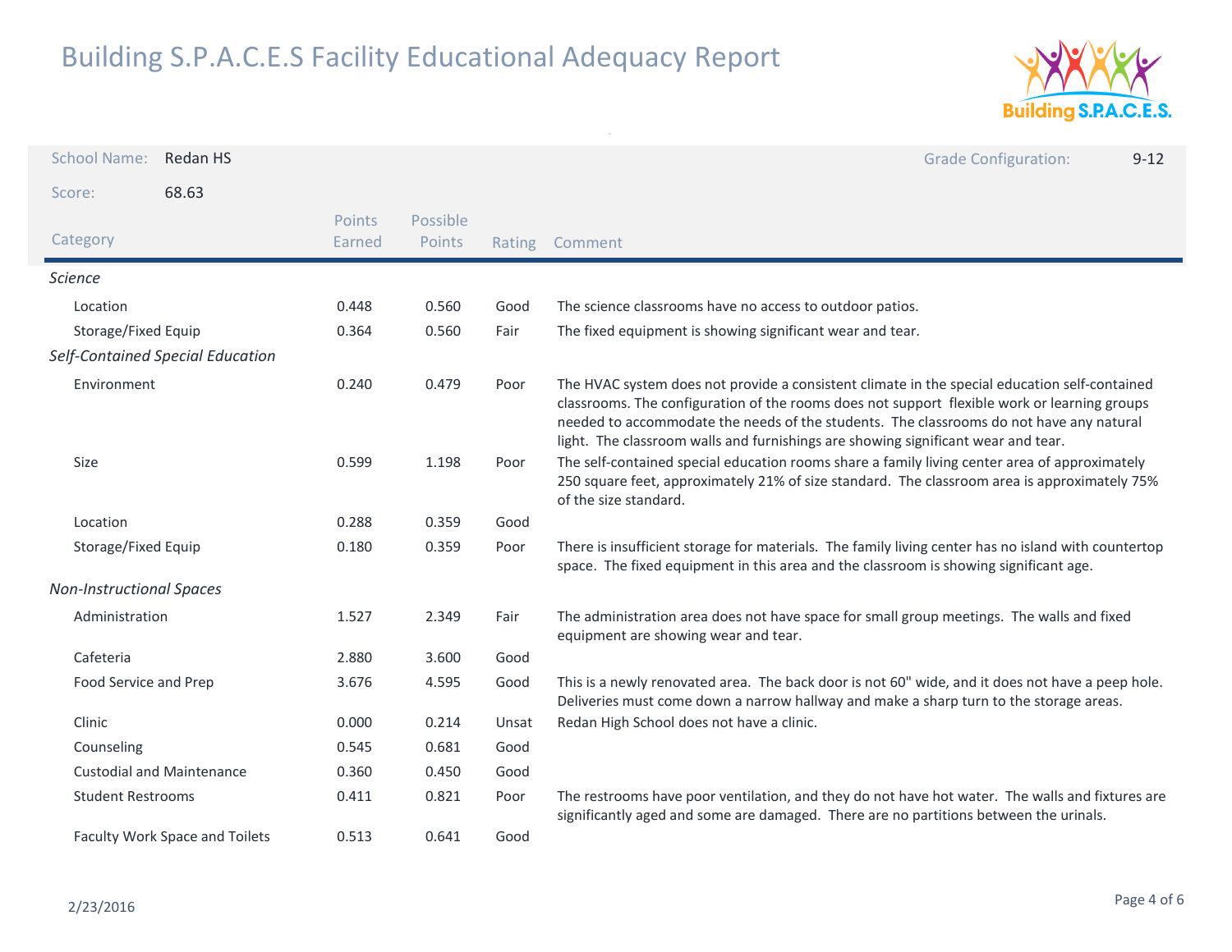# Building S.P.A.C.E.S Facility Educational Adequacy Report

**School Name:** Redan HS | **Grade Configuration:** 9-12

**Score:** 68.63

| Category | Points Earned | Possible Points | Rating | Comment |
|---|---|---|---|---|
| ***Science*** | | | | |
| Location | 0.448 | 0.560 | Good | The science classrooms have no access to outdoor patios. |
| Storage/Fixed Equip | 0.364 | 0.560 | Fair | The fixed equipment is showing significant wear and tear. |
| ***Self-Contained Special Education*** | | | | |
| Environment | 0.240 | 0.479 | Poor | The HVAC system does not provide a consistent climate in the special education self-contained classrooms. The configuration of the rooms does not support flexible work or learning groups needed to accommodate the needs of the students. The classrooms do not have any natural light. The classroom walls and furnishings are showing significant wear and tear. |
| Size | 0.599 | 1.198 | Poor | The self-contained special education rooms share a family living center area of approximately 250 square feet, approximately 21% of size standard. The classroom area is approximately 75% of the size standard. |
| Location | 0.288 | 0.359 | Good | |
| Storage/Fixed Equip | 0.180 | 0.359 | Poor | There is insufficient storage for materials. The family living center has no island with countertop space. The fixed equipment in this area and the classroom is showing significant age. |
| ***Non-Instructional Spaces*** | | | | |
| Administration | 1.527 | 2.349 | Fair | The administration area does not have space for small group meetings. The walls and fixed equipment are showing wear and tear. |
| Cafeteria | 2.880 | 3.600 | Good | |
| Food Service and Prep | 3.676 | 4.595 | Good | This is a newly renovated area. The back door is not 60" wide, and it does not have a peep hole. Deliveries must come down a narrow hallway and make a sharp turn to the storage areas. |
| Clinic | 0.000 | 0.214 | Unsat | Redan High School does not have a clinic. |
| Counseling | 0.545 | 0.681 | Good | |
| Custodial and Maintenance | 0.360 | 0.450 | Good | |
| Student Restrooms | 0.411 | 0.821 | Poor | The restrooms have poor ventilation, and they do not have hot water. The walls and fixtures are significantly aged and some are damaged. There are no partitions between the urinals. |
| Faculty Work Space and Toilets | 0.513 | 0.641 | Good | |

2/23/2016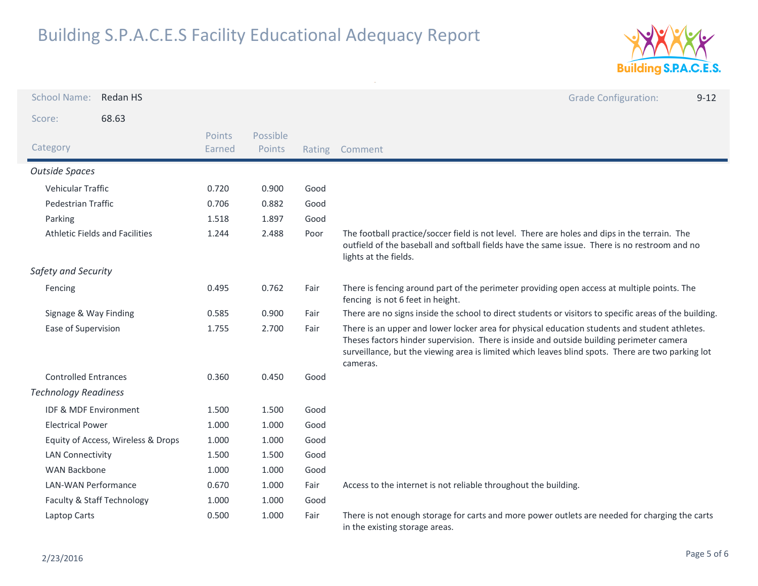# Building S.P.A.C.E.S Facility Educational Adequacy Report

School Name: Redan HS

Grade Configuration: 9-12

Score: 68.63

| Category | Points Earned | Possible Points | Rating | Comment |
|---|---|---|---|---|
| *Outside Spaces* | | | | |
| Vehicular Traffic | 0.720 | 0.900 | Good | |
| Pedestrian Traffic | 0.706 | 0.882 | Good | |
| Parking | 1.518 | 1.897 | Good | |
| Athletic Fields and Facilities | 1.244 | 2.488 | Poor | The football practice/soccer field is not level. There are holes and dips in the terrain. The outfield of the baseball and softball fields have the same issue. There is no restroom and no lights at the fields. |
| *Safety and Security* | | | | |
| Fencing | 0.495 | 0.762 | Fair | There is fencing around part of the perimeter providing open access at multiple points. The fencing is not 6 feet in height. |
| Signage & Way Finding | 0.585 | 0.900 | Fair | There are no signs inside the school to direct students or visitors to specific areas of the building. |
| Ease of Supervision | 1.755 | 2.700 | Fair | There is an upper and lower locker area for physical education students and student athletes. Theses factors hinder supervision. There is inside and outside building perimeter camera surveillance, but the viewing area is limited which leaves blind spots. There are two parking lot cameras. |
| Controlled Entrances | 0.360 | 0.450 | Good | |
| *Technology Readiness* | | | | |
| IDF & MDF Environment | 1.500 | 1.500 | Good | |
| Electrical Power | 1.000 | 1.000 | Good | |
| Equity of Access, Wireless & Drops | 1.000 | 1.000 | Good | |
| LAN Connectivity | 1.500 | 1.500 | Good | |
| WAN Backbone | 1.000 | 1.000 | Good | |
| LAN-WAN Performance | 0.670 | 1.000 | Fair | Access to the internet is not reliable throughout the building. |
| Faculty & Staff Technology | 1.000 | 1.000 | Good | |
| Laptop Carts | 0.500 | 1.000 | Fair | There is not enough storage for carts and more power outlets are needed for charging the carts in the existing storage areas. |

2/23/2016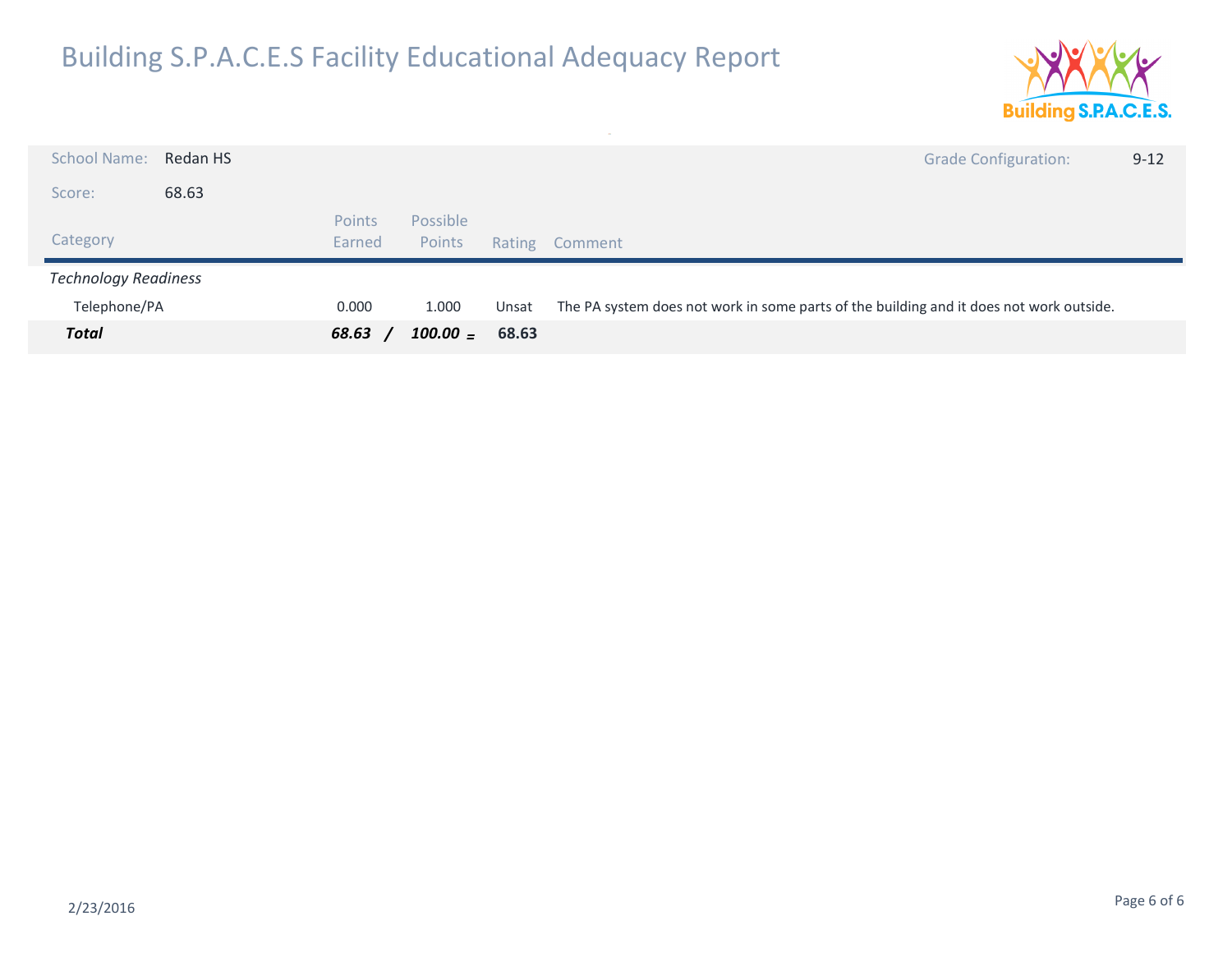# Building S.P.A.C.E.S Facility Educational Adequacy Report

School Name: Redan HS

Grade Configuration: 9-12

Score: 68.63

| Category | Points Earned | Possible Points | Rating | Comment |
|---|---|---|---|---|
| *Technology Readiness* | | | | |
| Telephone/PA | 0.000 | 1.000 | Unsat | The PA system does not work in some parts of the building and it does not work outside. |
| ***Total*** | ***68.63*** / | ***100.00*** = | **68.63** | |

2/23/2016